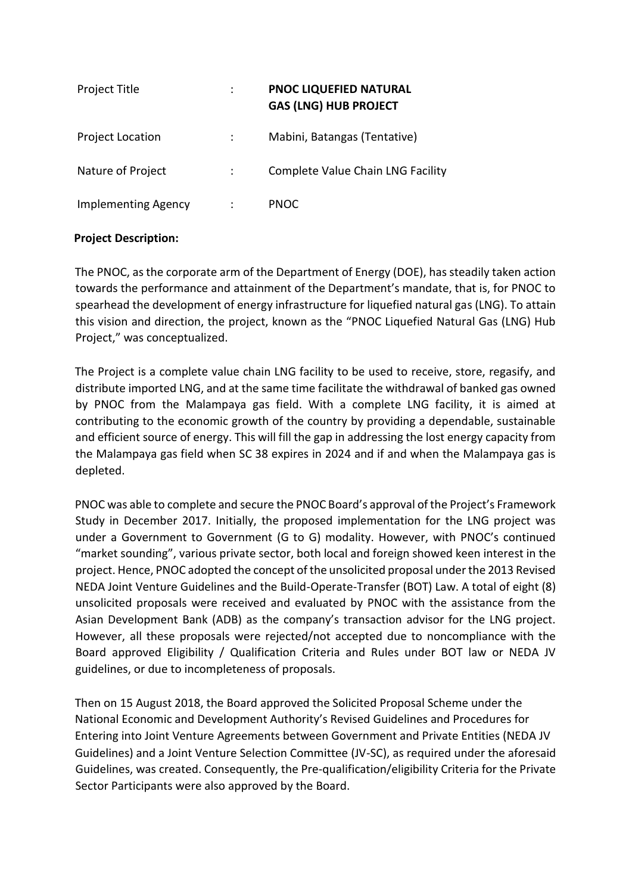| | | |
|---|---|---|
| Project Title | : | **PNOC LIQUEFIED NATURAL GAS (LNG) HUB PROJECT** |
| Project Location | : | Mabini, Batangas (Tentative) |
| Nature of Project | : | Complete Value Chain LNG Facility |
| Implementing Agency | : | PNOC |

**Project Description:**

The PNOC, as the corporate arm of the Department of Energy (DOE), has steadily taken action towards the performance and attainment of the Department's mandate, that is, for PNOC to spearhead the development of energy infrastructure for liquefied natural gas (LNG). To attain this vision and direction, the project, known as the "PNOC Liquefied Natural Gas (LNG) Hub Project," was conceptualized.

The Project is a complete value chain LNG facility to be used to receive, store, regasify, and distribute imported LNG, and at the same time facilitate the withdrawal of banked gas owned by PNOC from the Malampaya gas field. With a complete LNG facility, it is aimed at contributing to the economic growth of the country by providing a dependable, sustainable and efficient source of energy. This will fill the gap in addressing the lost energy capacity from the Malampaya gas field when SC 38 expires in 2024 and if and when the Malampaya gas is depleted.

PNOC was able to complete and secure the PNOC Board's approval of the Project's Framework Study in December 2017. Initially, the proposed implementation for the LNG project was under a Government to Government (G to G) modality. However, with PNOC's continued "market sounding", various private sector, both local and foreign showed keen interest in the project. Hence, PNOC adopted the concept of the unsolicited proposal under the 2013 Revised NEDA Joint Venture Guidelines and the Build-Operate-Transfer (BOT) Law. A total of eight (8) unsolicited proposals were received and evaluated by PNOC with the assistance from the Asian Development Bank (ADB) as the company's transaction advisor for the LNG project. However, all these proposals were rejected/not accepted due to noncompliance with the Board approved Eligibility / Qualification Criteria and Rules under BOT law or NEDA JV guidelines, or due to incompleteness of proposals.

Then on 15 August 2018, the Board approved the Solicited Proposal Scheme under the National Economic and Development Authority's Revised Guidelines and Procedures for Entering into Joint Venture Agreements between Government and Private Entities (NEDA JV Guidelines) and a Joint Venture Selection Committee (JV-SC), as required under the aforesaid Guidelines, was created. Consequently, the Pre-qualification/eligibility Criteria for the Private Sector Participants were also approved by the Board.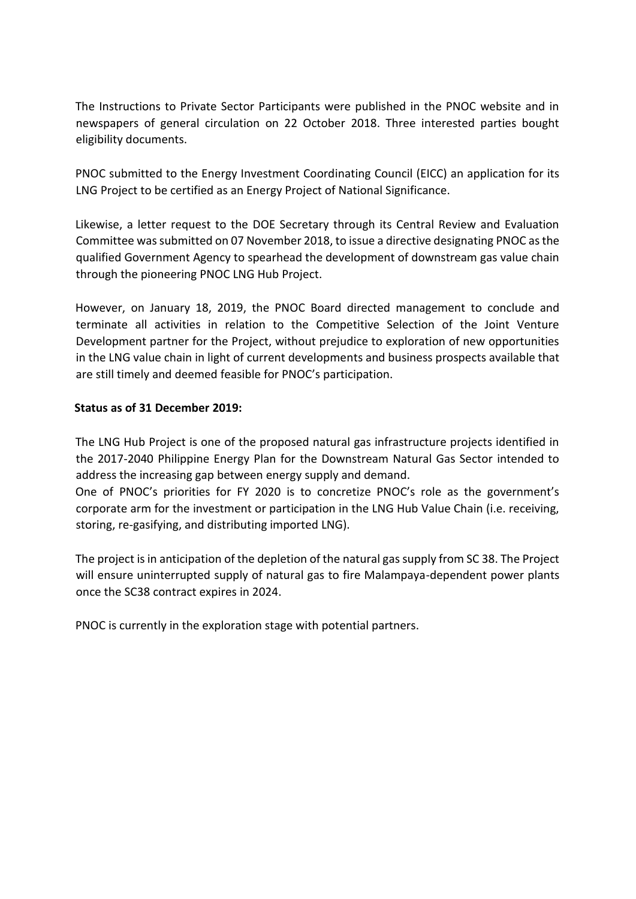The Instructions to Private Sector Participants were published in the PNOC website and in newspapers of general circulation on 22 October 2018. Three interested parties bought eligibility documents.

PNOC submitted to the Energy Investment Coordinating Council (EICC) an application for its LNG Project to be certified as an Energy Project of National Significance.

Likewise, a letter request to the DOE Secretary through its Central Review and Evaluation Committee was submitted on 07 November 2018, to issue a directive designating PNOC as the qualified Government Agency to spearhead the development of downstream gas value chain through the pioneering PNOC LNG Hub Project.

However, on January 18, 2019, the PNOC Board directed management to conclude and terminate all activities in relation to the Competitive Selection of the Joint Venture Development partner for the Project, without prejudice to exploration of new opportunities in the LNG value chain in light of current developments and business prospects available that are still timely and deemed feasible for PNOC's participation.

**Status as of 31 December 2019:**

The LNG Hub Project is one of the proposed natural gas infrastructure projects identified in the 2017-2040 Philippine Energy Plan for the Downstream Natural Gas Sector intended to address the increasing gap between energy supply and demand.
One of PNOC's priorities for FY 2020 is to concretize PNOC's role as the government's corporate arm for the investment or participation in the LNG Hub Value Chain (i.e. receiving, storing, re-gasifying, and distributing imported LNG).

The project is in anticipation of the depletion of the natural gas supply from SC 38. The Project will ensure uninterrupted supply of natural gas to fire Malampaya-dependent power plants once the SC38 contract expires in 2024.

PNOC is currently in the exploration stage with potential partners.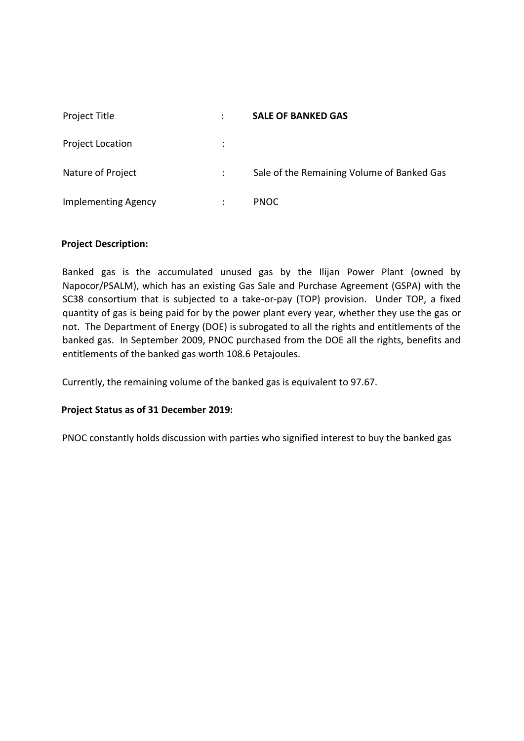| | | |
|---|---|---|
| Project Title | : | **SALE OF BANKED GAS** |
| Project Location | : | |
| Nature of Project | : | Sale of the Remaining Volume of Banked Gas |
| Implementing Agency | : | PNOC |

**Project Description:**

Banked gas is the accumulated unused gas by the Ilijan Power Plant (owned by Napocor/PSALM), which has an existing Gas Sale and Purchase Agreement (GSPA) with the SC38 consortium that is subjected to a take-or-pay (TOP) provision. Under TOP, a fixed quantity of gas is being paid for by the power plant every year, whether they use the gas or not. The Department of Energy (DOE) is subrogated to all the rights and entitlements of the banked gas. In September 2009, PNOC purchased from the DOE all the rights, benefits and entitlements of the banked gas worth 108.6 Petajoules.

Currently, the remaining volume of the banked gas is equivalent to 97.67.

**Project Status as of 31 December 2019:**

PNOC constantly holds discussion with parties who signified interest to buy the banked gas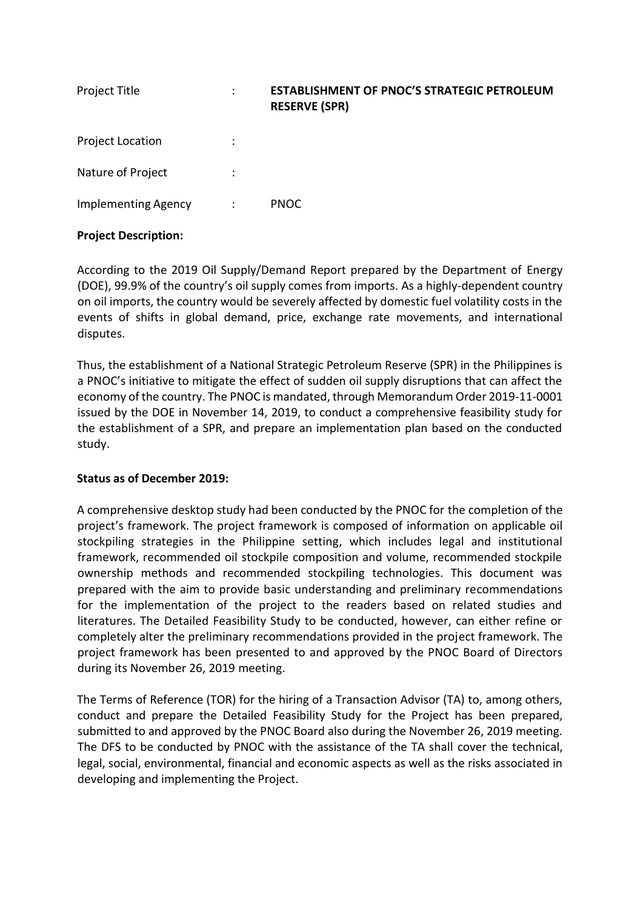| | | |
|---|---|---|
| Project Title | : | **ESTABLISHMENT OF PNOC'S STRATEGIC PETROLEUM RESERVE (SPR)** |
| Project Location | : | |
| Nature of Project | : | |
| Implementing Agency | : | PNOC |

**Project Description:**

According to the 2019 Oil Supply/Demand Report prepared by the Department of Energy (DOE), 99.9% of the country's oil supply comes from imports. As a highly-dependent country on oil imports, the country would be severely affected by domestic fuel volatility costs in the events of shifts in global demand, price, exchange rate movements, and international disputes.

Thus, the establishment of a National Strategic Petroleum Reserve (SPR) in the Philippines is a PNOC's initiative to mitigate the effect of sudden oil supply disruptions that can affect the economy of the country. The PNOC is mandated, through Memorandum Order 2019-11-0001 issued by the DOE in November 14, 2019, to conduct a comprehensive feasibility study for the establishment of a SPR, and prepare an implementation plan based on the conducted study.

**Status as of December 2019:**

A comprehensive desktop study had been conducted by the PNOC for the completion of the project's framework. The project framework is composed of information on applicable oil stockpiling strategies in the Philippine setting, which includes legal and institutional framework, recommended oil stockpile composition and volume, recommended stockpile ownership methods and recommended stockpiling technologies. This document was prepared with the aim to provide basic understanding and preliminary recommendations for the implementation of the project to the readers based on related studies and literatures. The Detailed Feasibility Study to be conducted, however, can either refine or completely alter the preliminary recommendations provided in the project framework. The project framework has been presented to and approved by the PNOC Board of Directors during its November 26, 2019 meeting.

The Terms of Reference (TOR) for the hiring of a Transaction Advisor (TA) to, among others, conduct and prepare the Detailed Feasibility Study for the Project has been prepared, submitted to and approved by the PNOC Board also during the November 26, 2019 meeting. The DFS to be conducted by PNOC with the assistance of the TA shall cover the technical, legal, social, environmental, financial and economic aspects as well as the risks associated in developing and implementing the Project.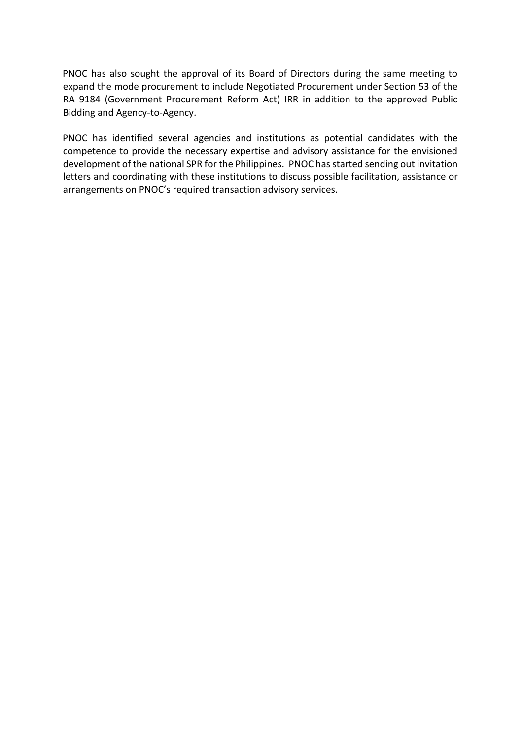PNOC has also sought the approval of its Board of Directors during the same meeting to expand the mode procurement to include Negotiated Procurement under Section 53 of the RA 9184 (Government Procurement Reform Act) IRR in addition to the approved Public Bidding and Agency-to-Agency.

PNOC has identified several agencies and institutions as potential candidates with the competence to provide the necessary expertise and advisory assistance for the envisioned development of the national SPR for the Philippines. PNOC has started sending out invitation letters and coordinating with these institutions to discuss possible facilitation, assistance or arrangements on PNOC's required transaction advisory services.